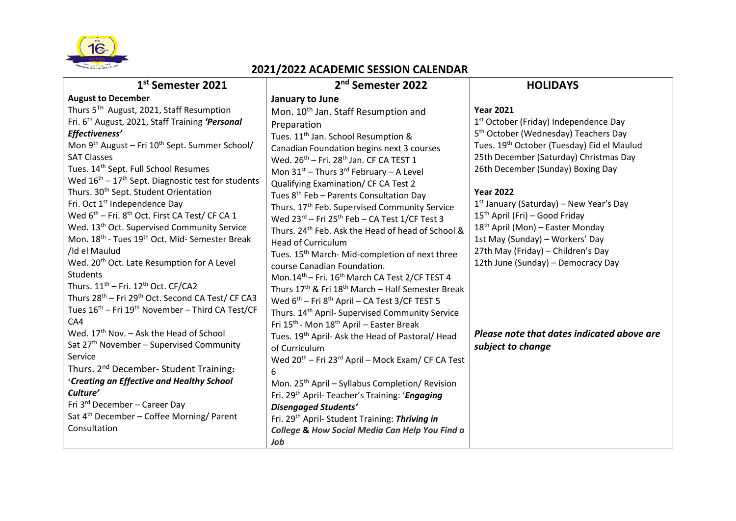# 2021/2022 ACADEMIC SESSION CALENDAR

## 1st Semester 2021

**August to December**

Thurs 5TH August, 2021, Staff Resumption
Fri. 6th August, 2021, Staff Training ***'Personal Effectiveness'***
Mon 9th August – Fri 10th Sept. Summer School/ SAT Classes
Tues. 14th Sept. Full School Resumes
Wed 16th – 17th Sept. Diagnostic test for students
Thurs. 30th Sept. Student Orientation
Fri. Oct 1st Independence Day
Wed 6th – Fri. 8th Oct. First CA Test/ CF CA 1
Wed. 13th Oct. Supervised Community Service
Mon. 18th - Tues 19th Oct. Mid- Semester Break /Id el Maulud
Wed. 20th Oct. Late Resumption for A Level Students
Thurs. 11th – Fri. 12th Oct. CF/CA2
Thurs 28th – Fri 29th Oct. Second CA Test/ CF CA3
Tues 16th – Fri 19th November – Third CA Test/CF CA4
Wed. 17th Nov. – Ask the Head of School
Sat 27th November – Supervised Community Service
Thurs. 2nd December- Student Training: '***Creating an Effective and Healthy School Culture'***
Fri 3rd December – Career Day
Sat 4th December – Coffee Morning/ Parent Consultation

## 2nd Semester 2022

**January to June**

Mon. 10th Jan. Staff Resumption and Preparation
Tues. 11th Jan. School Resumption & Canadian Foundation begins next 3 courses
Wed. 26th – Fri. 28th Jan. CF CA TEST 1
Mon 31st – Thurs 3rd February – A Level Qualifying Examination/ CF CA Test 2
Tues 8th Feb – Parents Consultation Day
Thurs. 17th Feb. Supervised Community Service
Wed 23rd – Fri 25th Feb – CA Test 1/CF Test 3
Thurs. 24th Feb. Ask the Head of head of School & Head of Curriculum
Tues. 15th March- Mid-completion of next three course Canadian Foundation.
Mon.14th – Fri. 16th March CA Test 2/CF TEST 4
Thurs 17th & Fri 18th March – Half Semester Break
Wed 6th – Fri 8th April – CA Test 3/CF TEST 5
Thurs. 14th April- Supervised Community Service
Fri 15th - Mon 18th April – Easter Break
Tues. 19th April- Ask the Head of Pastoral/ Head of Curriculum
Wed 20th – Fri 23rd April – Mock Exam/ CF CA Test 6
Mon. 25th April – Syllabus Completion/ Revision
Fri. 29th April- Teacher's Training: '***Engaging Disengaged Students'***
Fri. 29th April- Student Training: ***Thriving in College*** **&** ***How Social Media Can Help You Find a Job***

## HOLIDAYS

**Year 2021**

1st October (Friday) Independence Day
5th October (Wednesday) Teachers Day
Tues. 19th October (Tuesday) Eid el Maulud
25th December (Saturday) Christmas Day
26th December (Sunday) Boxing Day

**Year 2022**

1st January (Saturday) – New Year's Day
15th April (Fri) – Good Friday
18th April (Mon) – Easter Monday
1st May (Sunday) – Workers' Day
27th May (Friday) – Children's Day
12th June (Sunday) – Democracy Day

***Please note that dates indicated above are subject to change***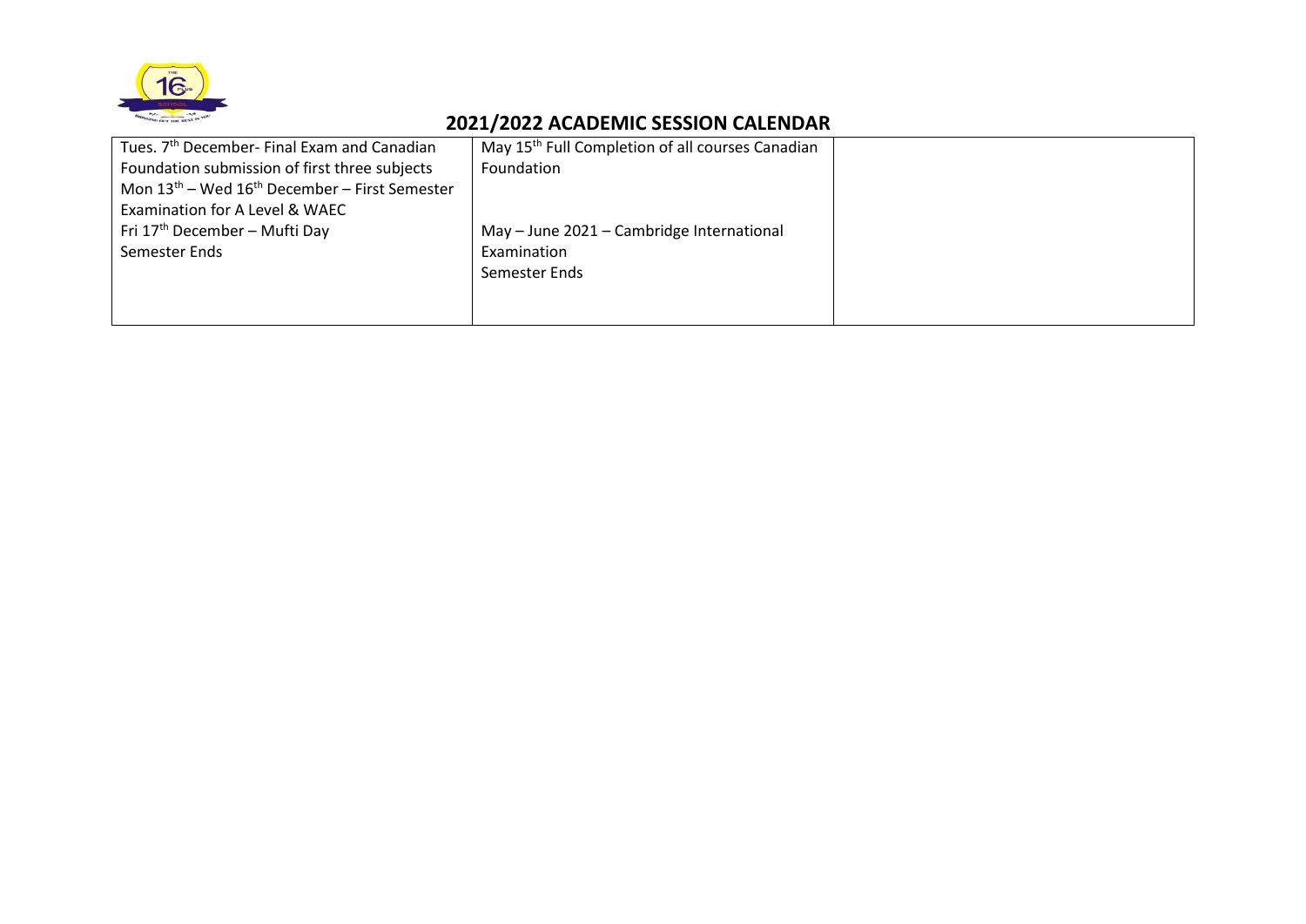## 2021/2022 ACADEMIC SESSION CALENDAR

| | | |
|---|---|---|
| Tues. 7th December- Final Exam and Canadian Foundation submission of first three subjects<br>Mon 13th – Wed 16th December – First Semester Examination for A Level & WAEC<br>Fri 17th December – Mufti Day<br>Semester Ends | May 15th Full Completion of all courses Canadian Foundation<br><br>May – June 2021 – Cambridge International Examination<br>Semester Ends | |